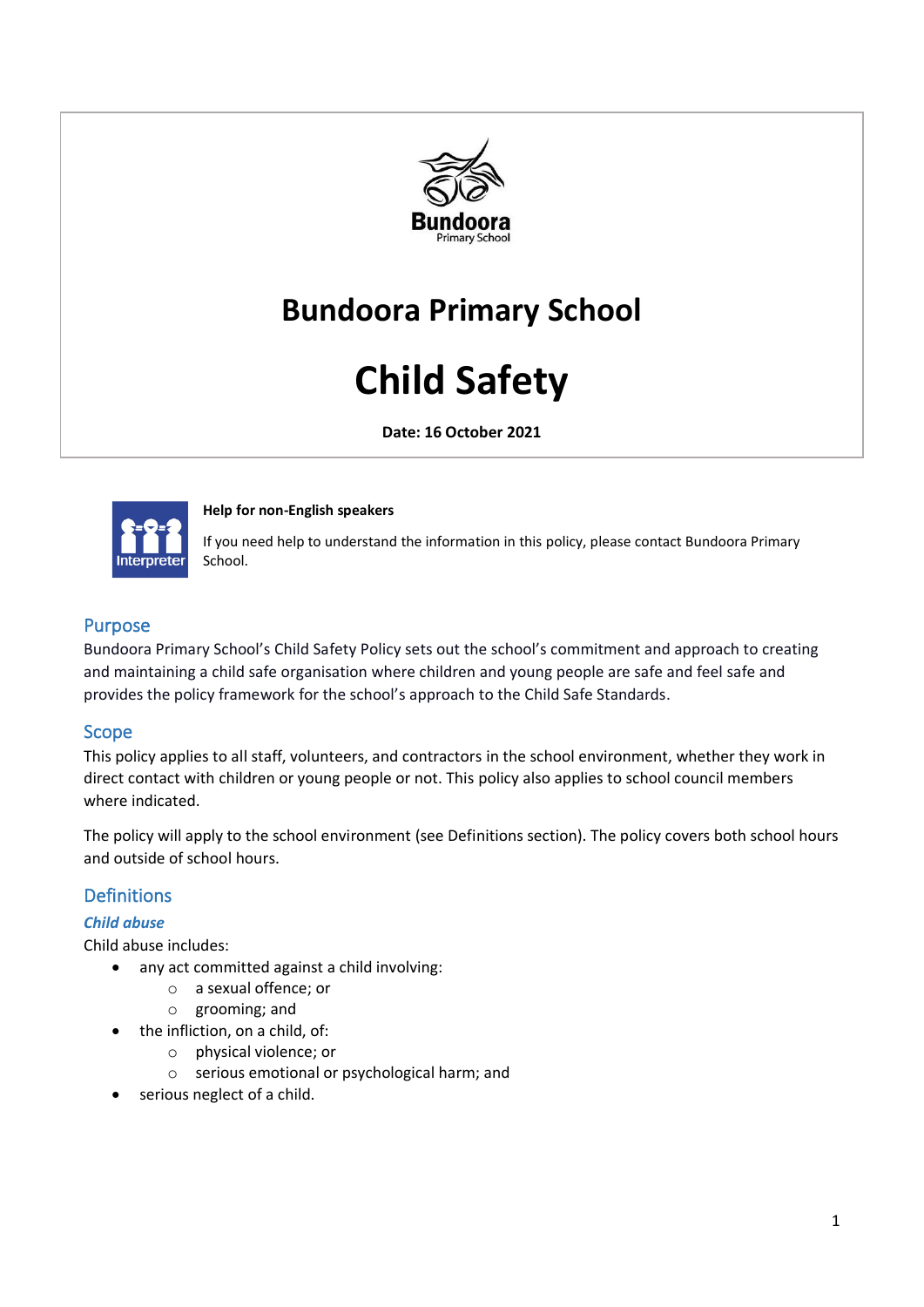Bundoora
Primary School

# Bundoora Primary School

# Child Safety

**Date: 16 October 2021**

**Help for non-English speakers**

If you need help to understand the information in this policy, please contact Bundoora Primary School.

## Purpose

Bundoora Primary School's Child Safety Policy sets out the school's commitment and approach to creating and maintaining a child safe organisation where children and young people are safe and feel safe and provides the policy framework for the school's approach to the Child Safe Standards.

## Scope

This policy applies to all staff, volunteers, and contractors in the school environment, whether they work in direct contact with children or young people or not. This policy also applies to school council members where indicated.

The policy will apply to the school environment (see Definitions section). The policy covers both school hours and outside of school hours.

## Definitions

### *Child abuse*

Child abuse includes:

- any act committed against a child involving:
  - a sexual offence; or
  - grooming; and
- the infliction, on a child, of:
  - physical violence; or
  - serious emotional or psychological harm; and
- serious neglect of a child.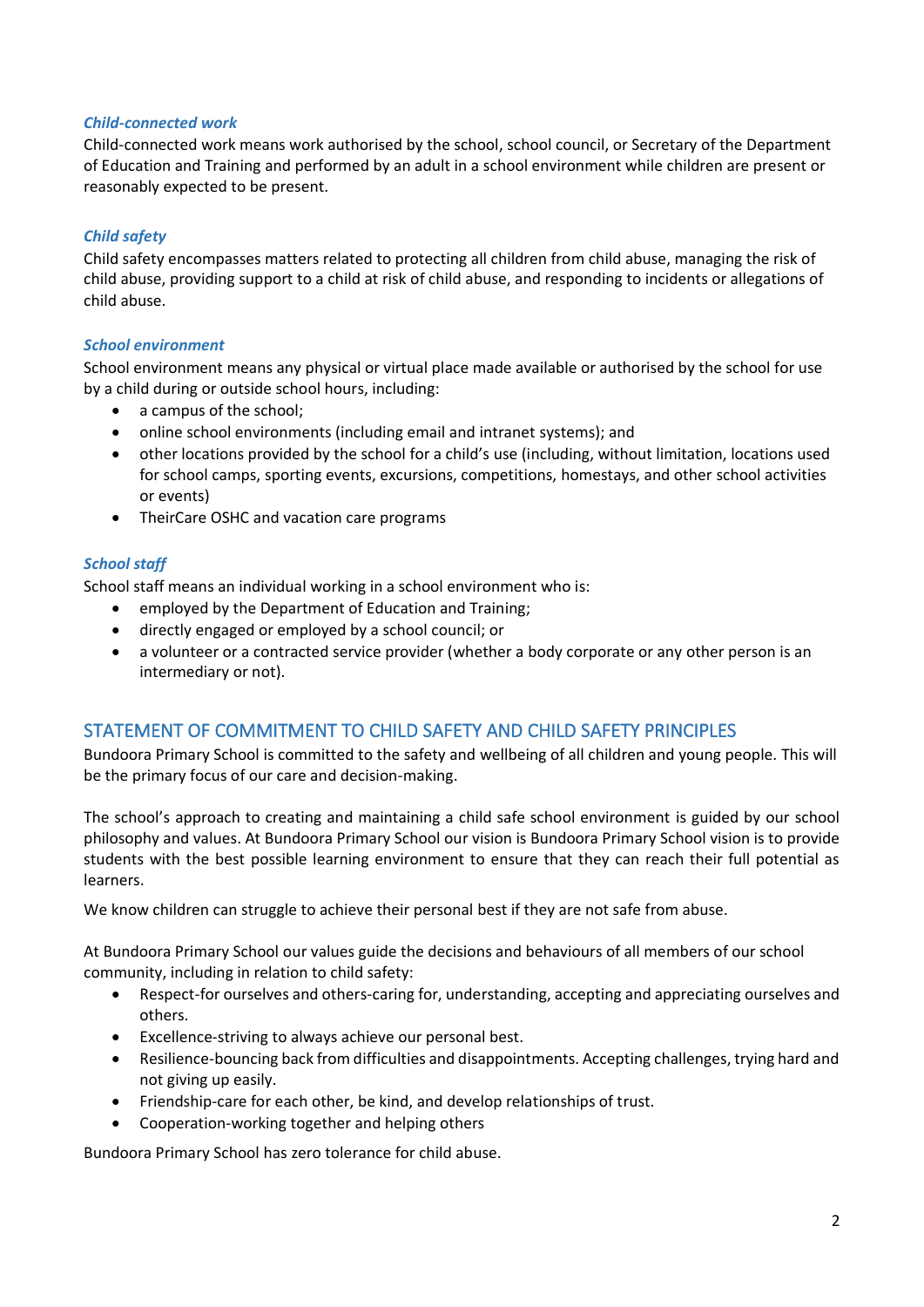### *Child-connected work*

Child-connected work means work authorised by the school, school council, or Secretary of the Department of Education and Training and performed by an adult in a school environment while children are present or reasonably expected to be present.

### *Child safety*

Child safety encompasses matters related to protecting all children from child abuse, managing the risk of child abuse, providing support to a child at risk of child abuse, and responding to incidents or allegations of child abuse.

### *School environment*

School environment means any physical or virtual place made available or authorised by the school for use by a child during or outside school hours, including:

- a campus of the school;
- online school environments (including email and intranet systems); and
- other locations provided by the school for a child's use (including, without limitation, locations used for school camps, sporting events, excursions, competitions, homestays, and other school activities or events)
- TheirCare OSHC and vacation care programs

### *School staff*

School staff means an individual working in a school environment who is:

- employed by the Department of Education and Training;
- directly engaged or employed by a school council; or
- a volunteer or a contracted service provider (whether a body corporate or any other person is an intermediary or not).

## STATEMENT OF COMMITMENT TO CHILD SAFETY AND CHILD SAFETY PRINCIPLES

Bundoora Primary School is committed to the safety and wellbeing of all children and young people. This will be the primary focus of our care and decision-making.

The school's approach to creating and maintaining a child safe school environment is guided by our school philosophy and values. At Bundoora Primary School our vision is Bundoora Primary School vision is to provide students with the best possible learning environment to ensure that they can reach their full potential as learners.

We know children can struggle to achieve their personal best if they are not safe from abuse.

At Bundoora Primary School our values guide the decisions and behaviours of all members of our school community, including in relation to child safety:

- Respect-for ourselves and others-caring for, understanding, accepting and appreciating ourselves and others.
- Excellence-striving to always achieve our personal best.
- Resilience-bouncing back from difficulties and disappointments. Accepting challenges, trying hard and not giving up easily.
- Friendship-care for each other, be kind, and develop relationships of trust.
- Cooperation-working together and helping others

Bundoora Primary School has zero tolerance for child abuse.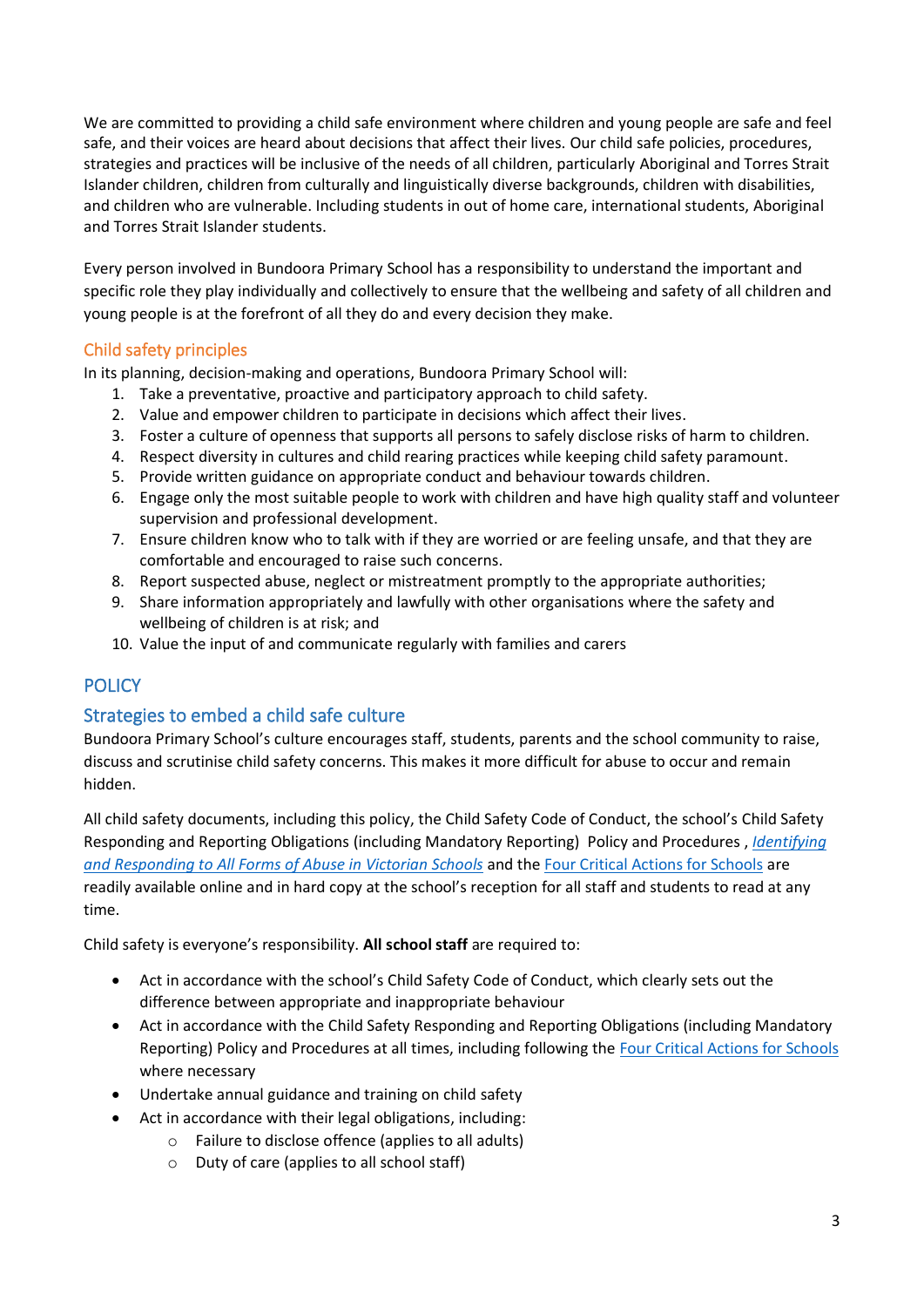We are committed to providing a child safe environment where children and young people are safe and feel safe, and their voices are heard about decisions that affect their lives. Our child safe policies, procedures, strategies and practices will be inclusive of the needs of all children, particularly Aboriginal and Torres Strait Islander children, children from culturally and linguistically diverse backgrounds, children with disabilities, and children who are vulnerable. Including students in out of home care, international students, Aboriginal and Torres Strait Islander students.

Every person involved in Bundoora Primary School has a responsibility to understand the important and specific role they play individually and collectively to ensure that the wellbeing and safety of all children and young people is at the forefront of all they do and every decision they make.

### Child safety principles

In its planning, decision-making and operations, Bundoora Primary School will:

1. Take a preventative, proactive and participatory approach to child safety.
2. Value and empower children to participate in decisions which affect their lives.
3. Foster a culture of openness that supports all persons to safely disclose risks of harm to children.
4. Respect diversity in cultures and child rearing practices while keeping child safety paramount.
5. Provide written guidance on appropriate conduct and behaviour towards children.
6. Engage only the most suitable people to work with children and have high quality staff and volunteer supervision and professional development.
7. Ensure children know who to talk with if they are worried or are feeling unsafe, and that they are comfortable and encouraged to raise such concerns.
8. Report suspected abuse, neglect or mistreatment promptly to the appropriate authorities;
9. Share information appropriately and lawfully with other organisations where the safety and wellbeing of children is at risk; and
10. Value the input of and communicate regularly with families and carers

## POLICY

### Strategies to embed a child safe culture

Bundoora Primary School's culture encourages staff, students, parents and the school community to raise, discuss and scrutinise child safety concerns. This makes it more difficult for abuse to occur and remain hidden.

All child safety documents, including this policy, the Child Safety Code of Conduct, the school's Child Safety Responding and Reporting Obligations (including Mandatory Reporting) Policy and Procedures , *Identifying and Responding to All Forms of Abuse in Victorian Schools* and the Four Critical Actions for Schools are readily available online and in hard copy at the school's reception for all staff and students to read at any time.

Child safety is everyone's responsibility. **All school staff** are required to:

- Act in accordance with the school's Child Safety Code of Conduct, which clearly sets out the difference between appropriate and inappropriate behaviour
- Act in accordance with the Child Safety Responding and Reporting Obligations (including Mandatory Reporting) Policy and Procedures at all times, including following the Four Critical Actions for Schools where necessary
- Undertake annual guidance and training on child safety
- Act in accordance with their legal obligations, including:
  - Failure to disclose offence (applies to all adults)
  - Duty of care (applies to all school staff)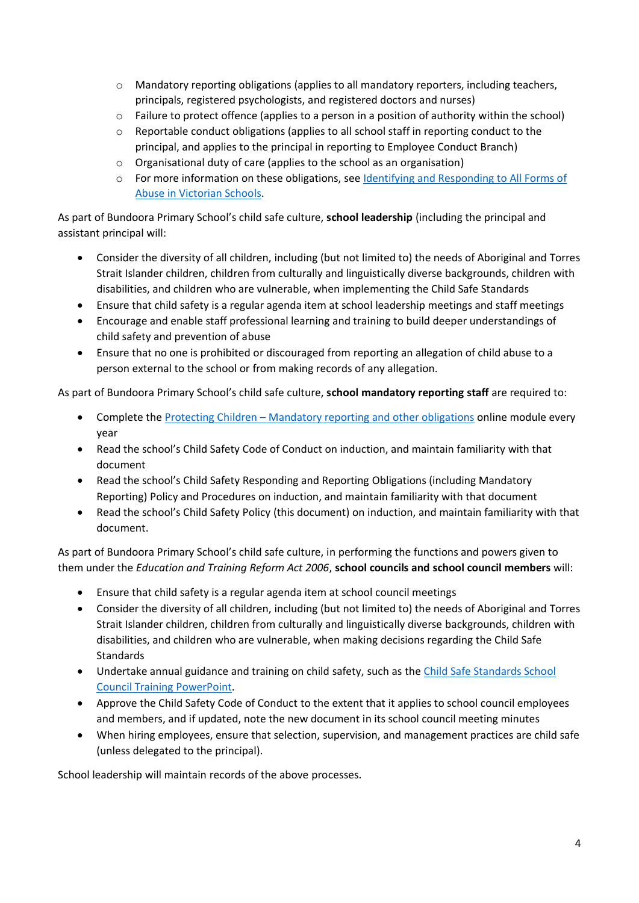- Mandatory reporting obligations (applies to all mandatory reporters, including teachers, principals, registered psychologists, and registered doctors and nurses)
  - Failure to protect offence (applies to a person in a position of authority within the school)
  - Reportable conduct obligations (applies to all school staff in reporting conduct to the principal, and applies to the principal in reporting to Employee Conduct Branch)
  - Organisational duty of care (applies to the school as an organisation)
  - For more information on these obligations, see Identifying and Responding to All Forms of Abuse in Victorian Schools.

As part of Bundoora Primary School's child safe culture, **school leadership** (including the principal and assistant principal will:

- Consider the diversity of all children, including (but not limited to) the needs of Aboriginal and Torres Strait Islander children, children from culturally and linguistically diverse backgrounds, children with disabilities, and children who are vulnerable, when implementing the Child Safe Standards
- Ensure that child safety is a regular agenda item at school leadership meetings and staff meetings
- Encourage and enable staff professional learning and training to build deeper understandings of child safety and prevention of abuse
- Ensure that no one is prohibited or discouraged from reporting an allegation of child abuse to a person external to the school or from making records of any allegation.

As part of Bundoora Primary School's child safe culture, **school mandatory reporting staff** are required to:

- Complete the Protecting Children – Mandatory reporting and other obligations online module every year
- Read the school's Child Safety Code of Conduct on induction, and maintain familiarity with that document
- Read the school's Child Safety Responding and Reporting Obligations (including Mandatory Reporting) Policy and Procedures on induction, and maintain familiarity with that document
- Read the school's Child Safety Policy (this document) on induction, and maintain familiarity with that document.

As part of Bundoora Primary School's child safe culture, in performing the functions and powers given to them under the *Education and Training Reform Act 2006*, **school councils and school council members** will:

- Ensure that child safety is a regular agenda item at school council meetings
- Consider the diversity of all children, including (but not limited to) the needs of Aboriginal and Torres Strait Islander children, children from culturally and linguistically diverse backgrounds, children with disabilities, and children who are vulnerable, when making decisions regarding the Child Safe Standards
- Undertake annual guidance and training on child safety, such as the Child Safe Standards School Council Training PowerPoint.
- Approve the Child Safety Code of Conduct to the extent that it applies to school council employees and members, and if updated, note the new document in its school council meeting minutes
- When hiring employees, ensure that selection, supervision, and management practices are child safe (unless delegated to the principal).

School leadership will maintain records of the above processes.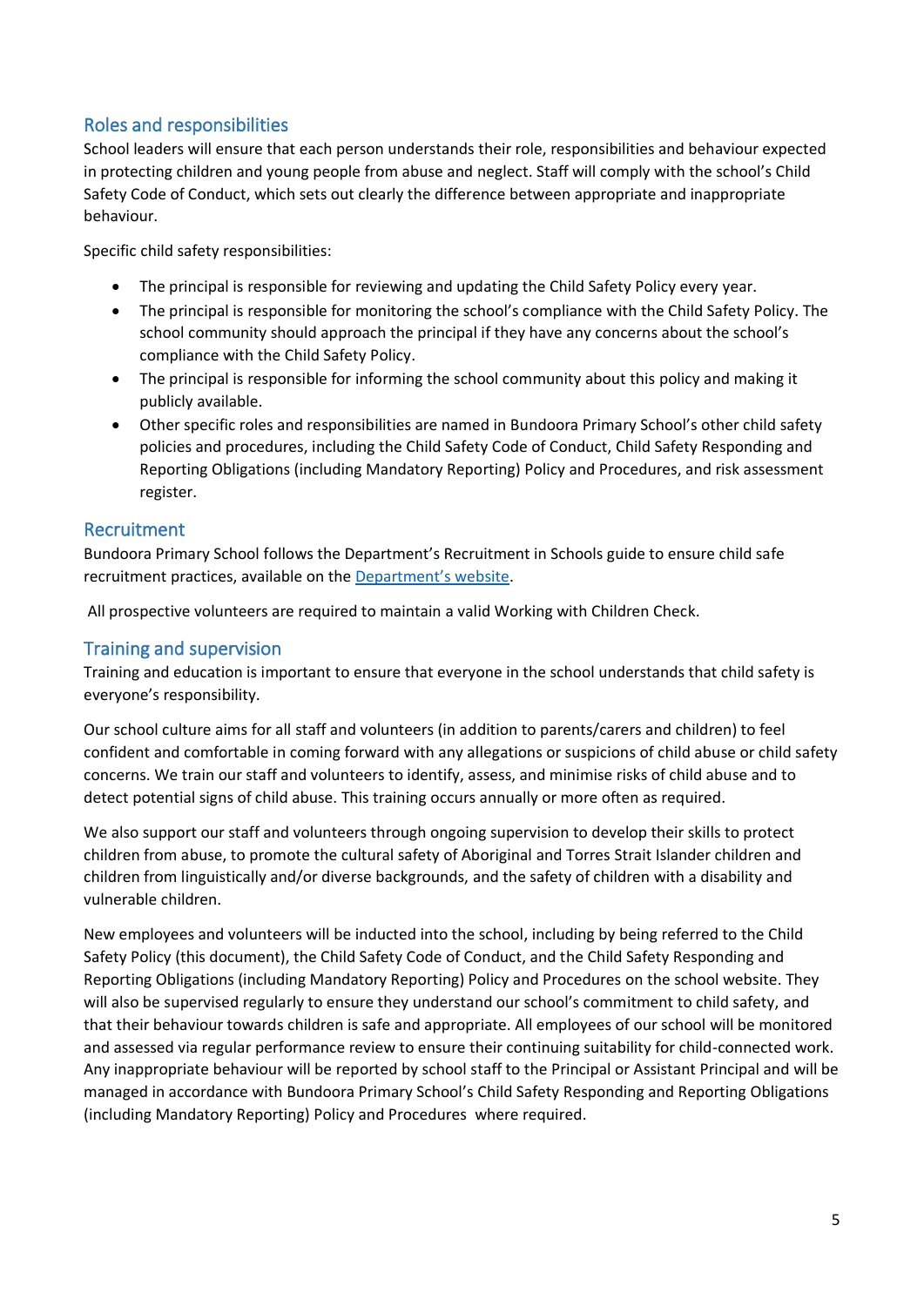## Roles and responsibilities

School leaders will ensure that each person understands their role, responsibilities and behaviour expected in protecting children and young people from abuse and neglect. Staff will comply with the school's Child Safety Code of Conduct, which sets out clearly the difference between appropriate and inappropriate behaviour.

Specific child safety responsibilities:

- The principal is responsible for reviewing and updating the Child Safety Policy every year.
- The principal is responsible for monitoring the school's compliance with the Child Safety Policy. The school community should approach the principal if they have any concerns about the school's compliance with the Child Safety Policy.
- The principal is responsible for informing the school community about this policy and making it publicly available.
- Other specific roles and responsibilities are named in Bundoora Primary School's other child safety policies and procedures, including the Child Safety Code of Conduct, Child Safety Responding and Reporting Obligations (including Mandatory Reporting) Policy and Procedures, and risk assessment register.

## Recruitment

Bundoora Primary School follows the Department's Recruitment in Schools guide to ensure child safe recruitment practices, available on the Department's website.

All prospective volunteers are required to maintain a valid Working with Children Check.

## Training and supervision

Training and education is important to ensure that everyone in the school understands that child safety is everyone's responsibility.

Our school culture aims for all staff and volunteers (in addition to parents/carers and children) to feel confident and comfortable in coming forward with any allegations or suspicions of child abuse or child safety concerns. We train our staff and volunteers to identify, assess, and minimise risks of child abuse and to detect potential signs of child abuse. This training occurs annually or more often as required.

We also support our staff and volunteers through ongoing supervision to develop their skills to protect children from abuse, to promote the cultural safety of Aboriginal and Torres Strait Islander children and children from linguistically and/or diverse backgrounds, and the safety of children with a disability and vulnerable children.

New employees and volunteers will be inducted into the school, including by being referred to the Child Safety Policy (this document), the Child Safety Code of Conduct, and the Child Safety Responding and Reporting Obligations (including Mandatory Reporting) Policy and Procedures on the school website. They will also be supervised regularly to ensure they understand our school's commitment to child safety, and that their behaviour towards children is safe and appropriate. All employees of our school will be monitored and assessed via regular performance review to ensure their continuing suitability for child-connected work. Any inappropriate behaviour will be reported by school staff to the Principal or Assistant Principal and will be managed in accordance with Bundoora Primary School's Child Safety Responding and Reporting Obligations (including Mandatory Reporting) Policy and Procedures where required.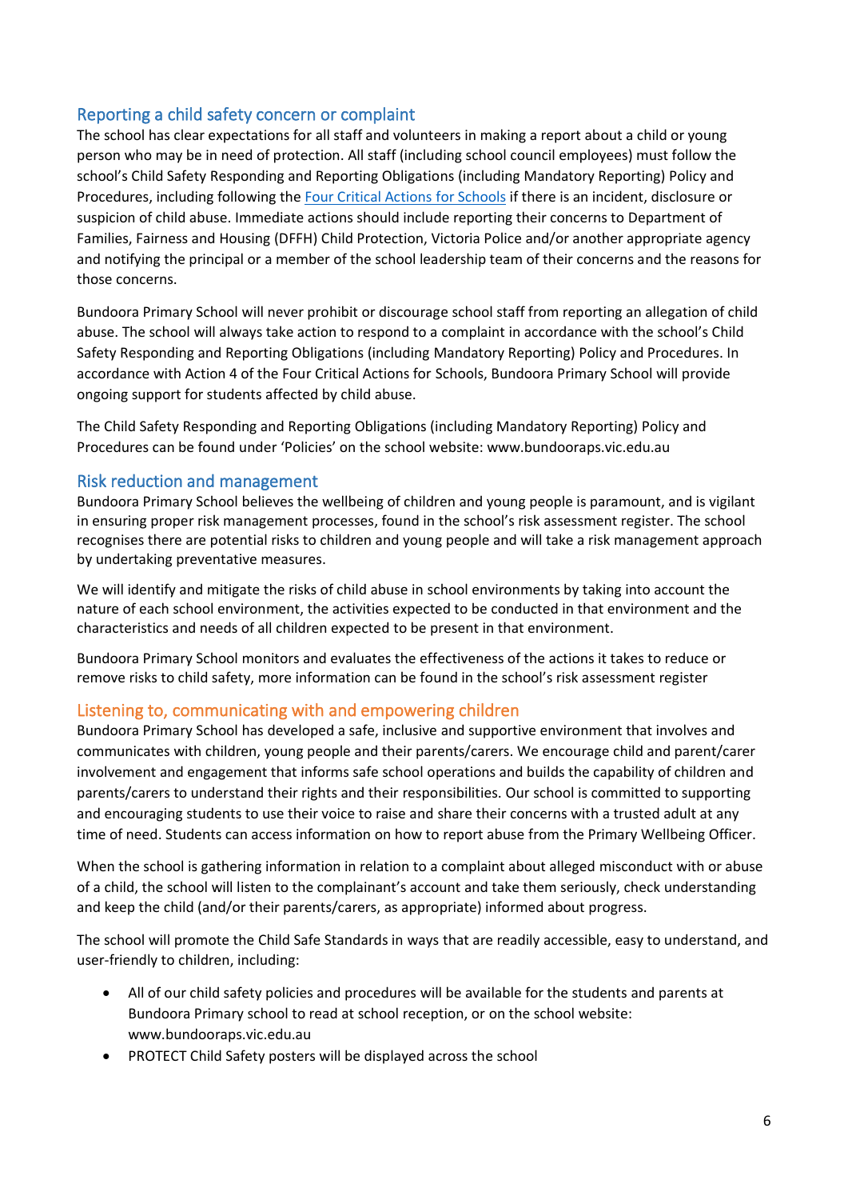## Reporting a child safety concern or complaint

The school has clear expectations for all staff and volunteers in making a report about a child or young person who may be in need of protection. All staff (including school council employees) must follow the school's Child Safety Responding and Reporting Obligations (including Mandatory Reporting) Policy and Procedures, including following the [Four Critical Actions for Schools]() if there is an incident, disclosure or suspicion of child abuse. Immediate actions should include reporting their concerns to Department of Families, Fairness and Housing (DFFH) Child Protection, Victoria Police and/or another appropriate agency and notifying the principal or a member of the school leadership team of their concerns and the reasons for those concerns.

Bundoora Primary School will never prohibit or discourage school staff from reporting an allegation of child abuse. The school will always take action to respond to a complaint in accordance with the school's Child Safety Responding and Reporting Obligations (including Mandatory Reporting) Policy and Procedures. In accordance with Action 4 of the Four Critical Actions for Schools, Bundoora Primary School will provide ongoing support for students affected by child abuse.

The Child Safety Responding and Reporting Obligations (including Mandatory Reporting) Policy and Procedures can be found under 'Policies' on the school website: www.bundooraps.vic.edu.au

## Risk reduction and management

Bundoora Primary School believes the wellbeing of children and young people is paramount, and is vigilant in ensuring proper risk management processes, found in the school's risk assessment register. The school recognises there are potential risks to children and young people and will take a risk management approach by undertaking preventative measures.

We will identify and mitigate the risks of child abuse in school environments by taking into account the nature of each school environment, the activities expected to be conducted in that environment and the characteristics and needs of all children expected to be present in that environment.

Bundoora Primary School monitors and evaluates the effectiveness of the actions it takes to reduce or remove risks to child safety, more information can be found in the school's risk assessment register

## Listening to, communicating with and empowering children

Bundoora Primary School has developed a safe, inclusive and supportive environment that involves and communicates with children, young people and their parents/carers. We encourage child and parent/carer involvement and engagement that informs safe school operations and builds the capability of children and parents/carers to understand their rights and their responsibilities. Our school is committed to supporting and encouraging students to use their voice to raise and share their concerns with a trusted adult at any time of need. Students can access information on how to report abuse from the Primary Wellbeing Officer.

When the school is gathering information in relation to a complaint about alleged misconduct with or abuse of a child, the school will listen to the complainant's account and take them seriously, check understanding and keep the child (and/or their parents/carers, as appropriate) informed about progress.

The school will promote the Child Safe Standards in ways that are readily accessible, easy to understand, and user-friendly to children, including:

- All of our child safety policies and procedures will be available for the students and parents at Bundoora Primary school to read at school reception, or on the school website: www.bundooraps.vic.edu.au
- PROTECT Child Safety posters will be displayed across the school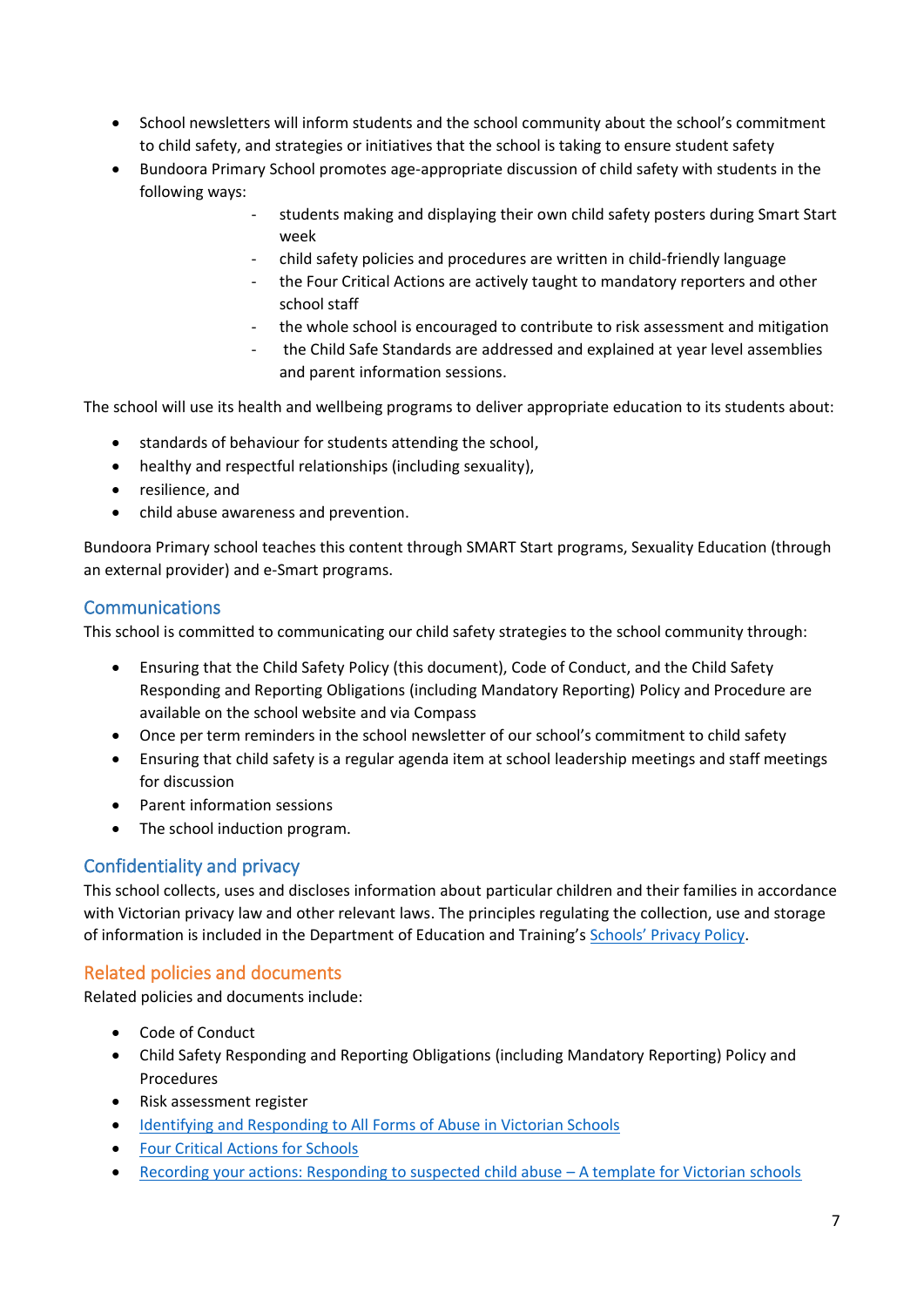- School newsletters will inform students and the school community about the school's commitment to child safety, and strategies or initiatives that the school is taking to ensure student safety
- Bundoora Primary School promotes age-appropriate discussion of child safety with students in the following ways:
  - students making and displaying their own child safety posters during Smart Start week
  - child safety policies and procedures are written in child-friendly language
  - the Four Critical Actions are actively taught to mandatory reporters and other school staff
  - the whole school is encouraged to contribute to risk assessment and mitigation
  - the Child Safe Standards are addressed and explained at year level assemblies and parent information sessions.

The school will use its health and wellbeing programs to deliver appropriate education to its students about:

- standards of behaviour for students attending the school,
- healthy and respectful relationships (including sexuality),
- resilience, and
- child abuse awareness and prevention.

Bundoora Primary school teaches this content through SMART Start programs, Sexuality Education (through an external provider) and e-Smart programs.

## Communications

This school is committed to communicating our child safety strategies to the school community through:

- Ensuring that the Child Safety Policy (this document), Code of Conduct, and the Child Safety Responding and Reporting Obligations (including Mandatory Reporting) Policy and Procedure are available on the school website and via Compass
- Once per term reminders in the school newsletter of our school's commitment to child safety
- Ensuring that child safety is a regular agenda item at school leadership meetings and staff meetings for discussion
- Parent information sessions
- The school induction program.

## Confidentiality and privacy

This school collects, uses and discloses information about particular children and their families in accordance with Victorian privacy law and other relevant laws. The principles regulating the collection, use and storage of information is included in the Department of Education and Training's Schools' Privacy Policy.

## Related policies and documents

Related policies and documents include:

- Code of Conduct
- Child Safety Responding and Reporting Obligations (including Mandatory Reporting) Policy and Procedures
- Risk assessment register
- Identifying and Responding to All Forms of Abuse in Victorian Schools
- Four Critical Actions for Schools
- Recording your actions: Responding to suspected child abuse – A template for Victorian schools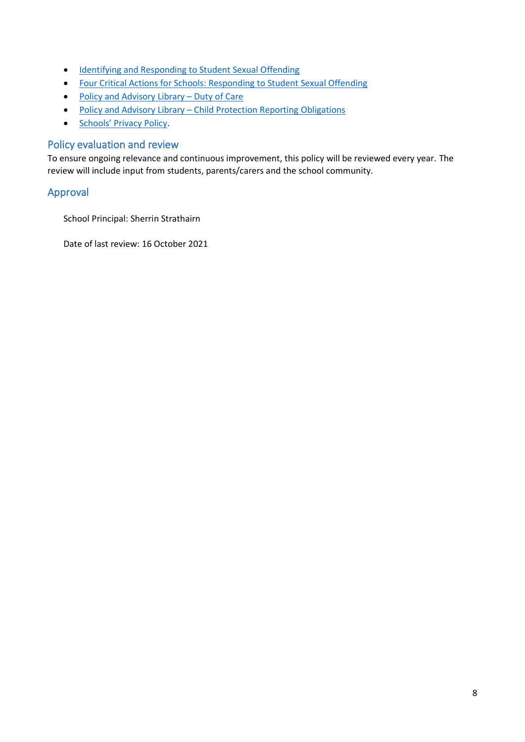- Identifying and Responding to Student Sexual Offending
- Four Critical Actions for Schools: Responding to Student Sexual Offending
- Policy and Advisory Library – Duty of Care
- Policy and Advisory Library – Child Protection Reporting Obligations
- Schools' Privacy Policy.

## Policy evaluation and review

To ensure ongoing relevance and continuous improvement, this policy will be reviewed every year. The review will include input from students, parents/carers and the school community.

## Approval

School Principal: Sherrin Strathairn

Date of last review: 16 October 2021